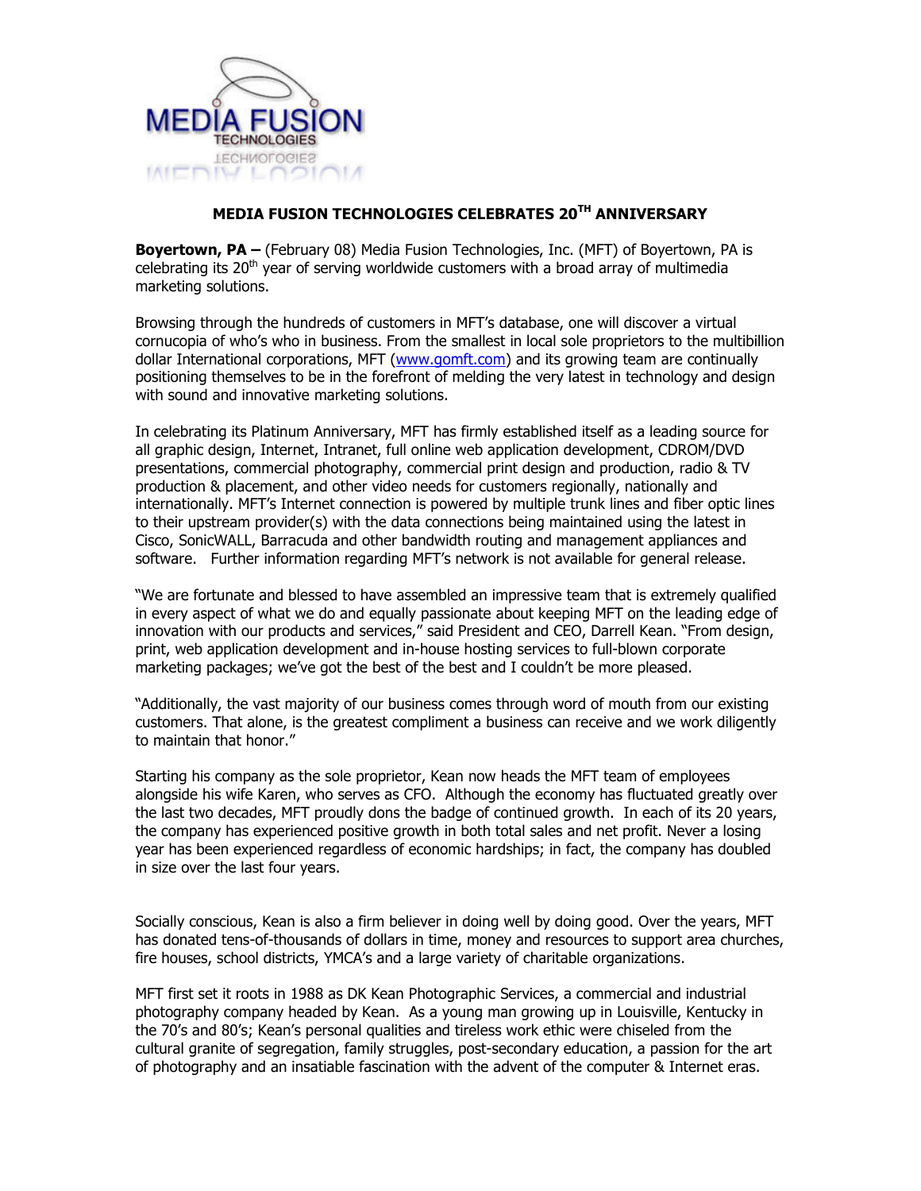# MEDIA FUSION TECHNOLOGIES CELEBRATES 20TH ANNIVERSARY

**Boyertown, PA –** (February 08) Media Fusion Technologies, Inc. (MFT) of Boyertown, PA is celebrating its 20th year of serving worldwide customers with a broad array of multimedia marketing solutions.

Browsing through the hundreds of customers in MFT's database, one will discover a virtual cornucopia of who's who in business. From the smallest in local sole proprietors to the multibillion dollar International corporations, MFT (www.gomft.com) and its growing team are continually positioning themselves to be in the forefront of melding the very latest in technology and design with sound and innovative marketing solutions.

In celebrating its Platinum Anniversary, MFT has firmly established itself as a leading source for all graphic design, Internet, Intranet, full online web application development, CDROM/DVD presentations, commercial photography, commercial print design and production, radio & TV production & placement, and other video needs for customers regionally, nationally and internationally. MFT's Internet connection is powered by multiple trunk lines and fiber optic lines to their upstream provider(s) with the data connections being maintained using the latest in Cisco, SonicWALL, Barracuda and other bandwidth routing and management appliances and software. Further information regarding MFT's network is not available for general release.

"We are fortunate and blessed to have assembled an impressive team that is extremely qualified in every aspect of what we do and equally passionate about keeping MFT on the leading edge of innovation with our products and services," said President and CEO, Darrell Kean. "From design, print, web application development and in-house hosting services to full-blown corporate marketing packages; we've got the best of the best and I couldn't be more pleased.

"Additionally, the vast majority of our business comes through word of mouth from our existing customers. That alone, is the greatest compliment a business can receive and we work diligently to maintain that honor."

Starting his company as the sole proprietor, Kean now heads the MFT team of employees alongside his wife Karen, who serves as CFO. Although the economy has fluctuated greatly over the last two decades, MFT proudly dons the badge of continued growth. In each of its 20 years, the company has experienced positive growth in both total sales and net profit. Never a losing year has been experienced regardless of economic hardships; in fact, the company has doubled in size over the last four years.

Socially conscious, Kean is also a firm believer in doing well by doing good. Over the years, MFT has donated tens-of-thousands of dollars in time, money and resources to support area churches, fire houses, school districts, YMCA's and a large variety of charitable organizations.

MFT first set it roots in 1988 as DK Kean Photographic Services, a commercial and industrial photography company headed by Kean. As a young man growing up in Louisville, Kentucky in the 70's and 80's; Kean's personal qualities and tireless work ethic were chiseled from the cultural granite of segregation, family struggles, post-secondary education, a passion for the art of photography and an insatiable fascination with the advent of the computer & Internet eras.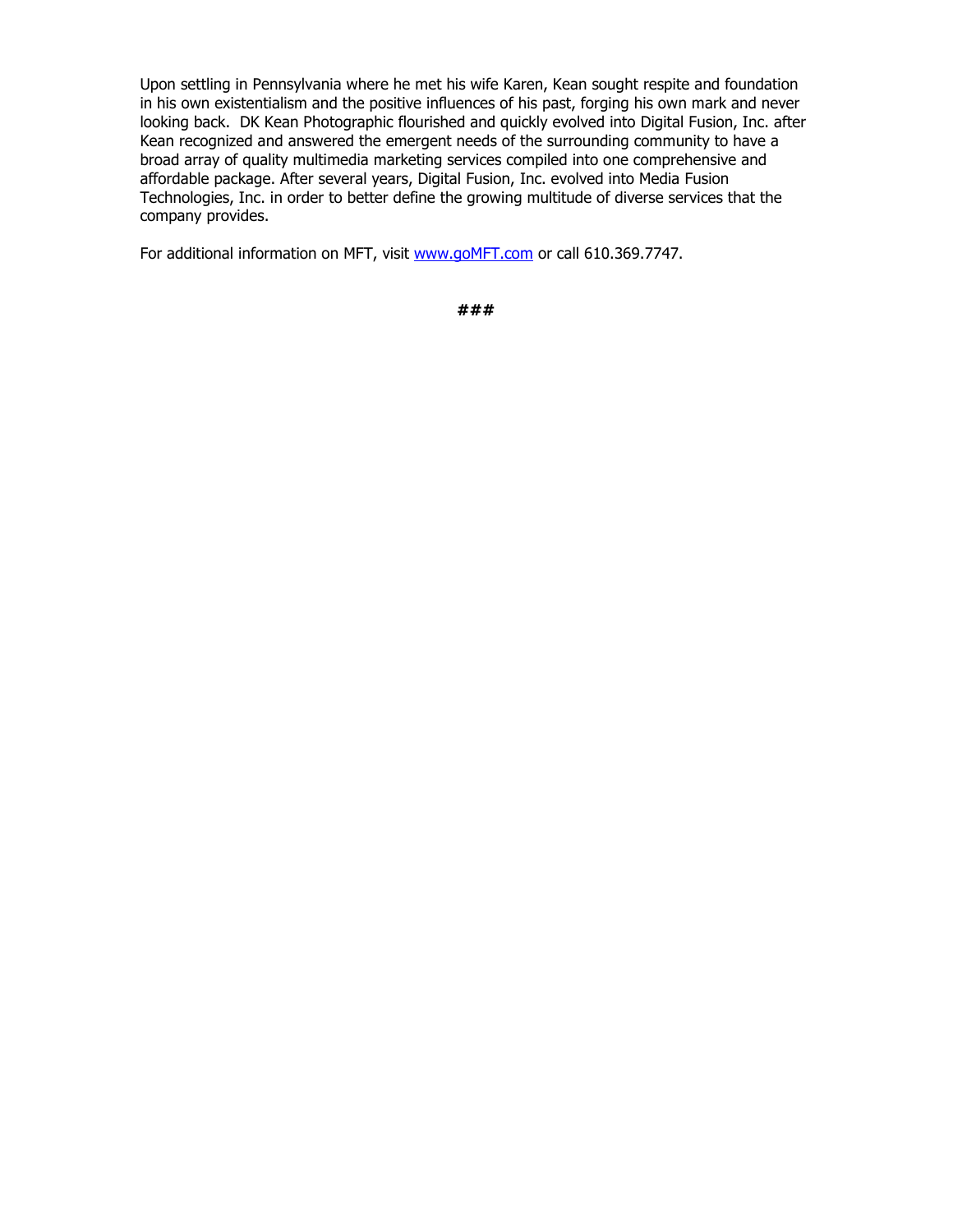Upon settling in Pennsylvania where he met his wife Karen, Kean sought respite and foundation in his own existentialism and the positive influences of his past, forging his own mark and never looking back. DK Kean Photographic flourished and quickly evolved into Digital Fusion, Inc. after Kean recognized and answered the emergent needs of the surrounding community to have a broad array of quality multimedia marketing services compiled into one comprehensive and affordable package. After several years, Digital Fusion, Inc. evolved into Media Fusion Technologies, Inc. in order to better define the growing multitude of diverse services that the company provides.

For additional information on MFT, visit [www.goMFT.com](http://www.goMFT.com) or call 610.369.7747.

**###**